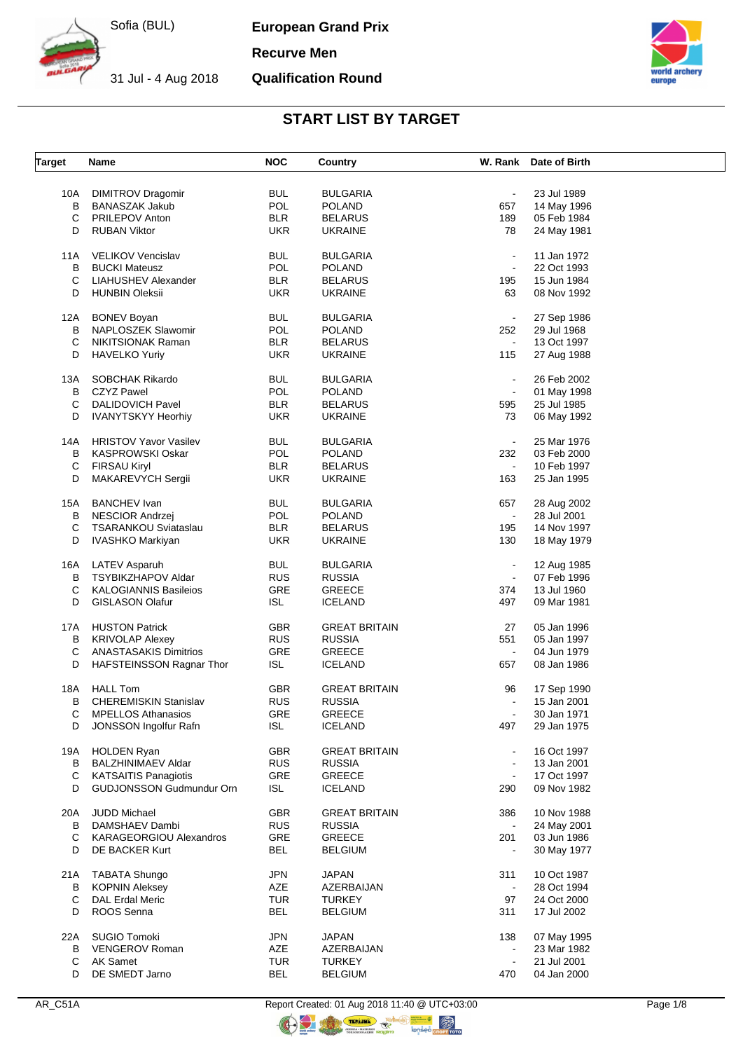Sofia (BUL)

31 Jul - 4 Aug 2018

**European Grand Prix**

**Recurve Men**

**Qualification Round**

## START LIST BY TARGET

| Target | Name | NOC | Country | W. Rank | Date of Birth |
|---|---|---|---|---|---|
| 10A | DIMITROV Dragomir | BUL | BULGARIA | - | 23 Jul 1989 |
| B | BANASZAK Jakub | POL | POLAND | 657 | 14 May 1996 |
| C | PRILEPOV Anton | BLR | BELARUS | 189 | 05 Feb 1984 |
| D | RUBAN Viktor | UKR | UKRAINE | 78 | 24 May 1981 |
| 11A | VELIKOV Vencislav | BUL | BULGARIA | - | 11 Jan 1972 |
| B | BUCKI Mateusz | POL | POLAND | - | 22 Oct 1993 |
| C | LIAHUSHEV Alexander | BLR | BELARUS | 195 | 15 Jun 1984 |
| D | HUNBIN Oleksii | UKR | UKRAINE | 63 | 08 Nov 1992 |
| 12A | BONEV Boyan | BUL | BULGARIA | - | 27 Sep 1986 |
| B | NAPLOSZEK Slawomir | POL | POLAND | 252 | 29 Jul 1968 |
| C | NIKITSIONAK Raman | BLR | BELARUS | - | 13 Oct 1997 |
| D | HAVELKO Yuriy | UKR | UKRAINE | 115 | 27 Aug 1988 |
| 13A | SOBCHAK Rikardo | BUL | BULGARIA | - | 26 Feb 2002 |
| B | CZYZ Pawel | POL | POLAND | - | 01 May 1998 |
| C | DALIDOVICH Pavel | BLR | BELARUS | 595 | 25 Jul 1985 |
| D | IVANYTSKYY Heorhiy | UKR | UKRAINE | 73 | 06 May 1992 |
| 14A | HRISTOV Yavor Vasilev | BUL | BULGARIA | - | 25 Mar 1976 |
| B | KASPROWSKI Oskar | POL | POLAND | 232 | 03 Feb 2000 |
| C | FIRSAU Kiryl | BLR | BELARUS | - | 10 Feb 1997 |
| D | MAKAREVYCH Sergii | UKR | UKRAINE | 163 | 25 Jan 1995 |
| 15A | BANCHEV Ivan | BUL | BULGARIA | 657 | 28 Aug 2002 |
| B | NESCIOR Andrzej | POL | POLAND | - | 28 Jul 2001 |
| C | TSARANKOU Sviataslau | BLR | BELARUS | 195 | 14 Nov 1997 |
| D | IVASHKO Markiyan | UKR | UKRAINE | 130 | 18 May 1979 |
| 16A | LATEV Asparuh | BUL | BULGARIA | - | 12 Aug 1985 |
| B | TSYBIKZHAPOV Aldar | RUS | RUSSIA | - | 07 Feb 1996 |
| C | KALOGIANNIS Basileios | GRE | GREECE | 374 | 13 Jul 1960 |
| D | GISLASON Olafur | ISL | ICELAND | 497 | 09 Mar 1981 |
| 17A | HUSTON Patrick | GBR | GREAT BRITAIN | 27 | 05 Jan 1996 |
| B | KRIVOLAP Alexey | RUS | RUSSIA | 551 | 05 Jan 1997 |
| C | ANASTASAKIS Dimitrios | GRE | GREECE | - | 04 Jun 1979 |
| D | HAFSTEINSSON Ragnar Thor | ISL | ICELAND | 657 | 08 Jan 1986 |
| 18A | HALL Tom | GBR | GREAT BRITAIN | 96 | 17 Sep 1990 |
| B | CHEREMISKIN Stanislav | RUS | RUSSIA | - | 15 Jan 2001 |
| C | MPELLOS Athanasios | GRE | GREECE | - | 30 Jan 1971 |
| D | JONSSON Ingolfur Rafn | ISL | ICELAND | 497 | 29 Jan 1975 |
| 19A | HOLDEN Ryan | GBR | GREAT BRITAIN | - | 16 Oct 1997 |
| B | BALZHINIMAEV Aldar | RUS | RUSSIA | - | 13 Jan 2001 |
| C | KATSAITIS Panagiotis | GRE | GREECE | - | 17 Oct 1997 |
| D | GUDJONSSON Gudmundur Orn | ISL | ICELAND | 290 | 09 Nov 1982 |
| 20A | JUDD Michael | GBR | GREAT BRITAIN | 386 | 10 Nov 1988 |
| B | DAMSHAEV Dambi | RUS | RUSSIA | - | 24 May 2001 |
| C | KARAGEORGIOU Alexandros | GRE | GREECE | 201 | 03 Jun 1986 |
| D | DE BACKER Kurt | BEL | BELGIUM | - | 30 May 1977 |
| 21A | TABATA Shungo | JPN | JAPAN | 311 | 10 Oct 1987 |
| B | KOPNIN Aleksey | AZE | AZERBAIJAN | - | 28 Oct 1994 |
| C | DAL Erdal Meric | TUR | TURKEY | 97 | 24 Oct 2000 |
| D | ROOS Senna | BEL | BELGIUM | 311 | 17 Jul 2002 |
| 22A | SUGIO Tomoki | JPN | JAPAN | 138 | 07 May 1995 |
| B | VENGEROV Roman | AZE | AZERBAIJAN | - | 23 Mar 1982 |
| C | AK Samet | TUR | TURKEY | - | 21 Jul 2001 |
| D | DE SMEDT Jarno | BEL | BELGIUM | 470 | 04 Jan 2000 |

AR_C51A Report Created: 01 Aug 2018 11:40 @ UTC+03:00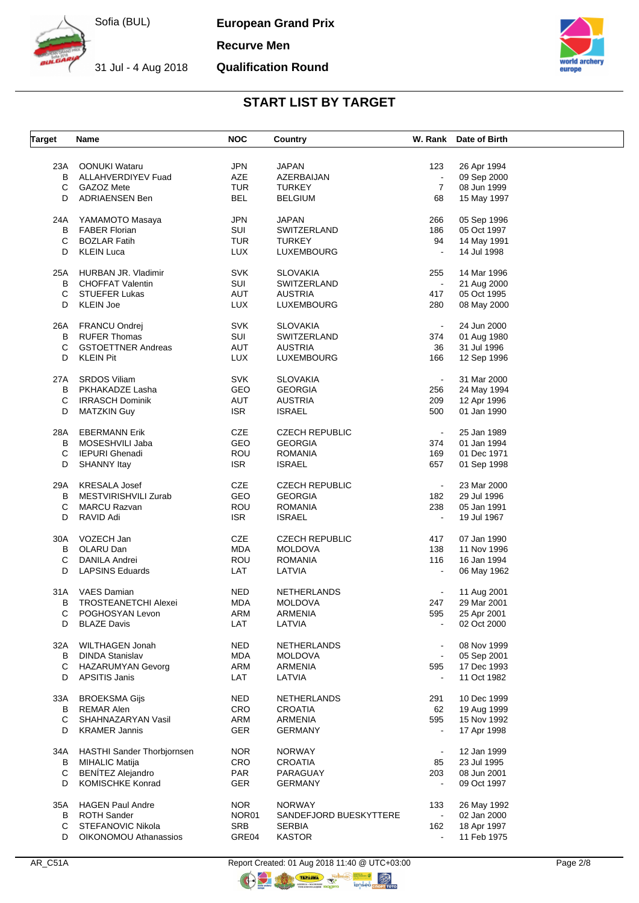## START LIST BY TARGET

| Target | Name | NOC | Country | W. Rank | Date of Birth |
|---|---|---|---|---|---|
| 23A | OONUKI Wataru | JPN | JAPAN | 123 | 26 Apr 1994 |
| B | ALLAHVERDIYEV Fuad | AZE | AZERBAIJAN | - | 09 Sep 2000 |
| C | GAZOZ Mete | TUR | TURKEY | 7 | 08 Jun 1999 |
| D | ADRIAENSEN Ben | BEL | BELGIUM | 68 | 15 May 1997 |
| 24A | YAMAMOTO Masaya | JPN | JAPAN | 266 | 05 Sep 1996 |
| B | FABER Florian | SUI | SWITZERLAND | 186 | 05 Oct 1997 |
| C | BOZLAR Fatih | TUR | TURKEY | 94 | 14 May 1991 |
| D | KLEIN Luca | LUX | LUXEMBOURG | - | 14 Jul 1998 |
| 25A | HURBAN JR. Vladimir | SVK | SLOVAKIA | 255 | 14 Mar 1996 |
| B | CHOFFAT Valentin | SUI | SWITZERLAND | - | 21 Aug 2000 |
| C | STUEFER Lukas | AUT | AUSTRIA | 417 | 05 Oct 1995 |
| D | KLEIN Joe | LUX | LUXEMBOURG | 280 | 08 May 2000 |
| 26A | FRANCU Ondrej | SVK | SLOVAKIA | - | 24 Jun 2000 |
| B | RUFER Thomas | SUI | SWITZERLAND | 374 | 01 Aug 1980 |
| C | GSTOETTNER Andreas | AUT | AUSTRIA | 36 | 31 Jul 1996 |
| D | KLEIN Pit | LUX | LUXEMBOURG | 166 | 12 Sep 1996 |
| 27A | SRDOS Viliam | SVK | SLOVAKIA | - | 31 Mar 2000 |
| B | PKHAKADZE Lasha | GEO | GEORGIA | 256 | 24 May 1994 |
| C | IRRASCH Dominik | AUT | AUSTRIA | 209 | 12 Apr 1996 |
| D | MATZKIN Guy | ISR | ISRAEL | 500 | 01 Jan 1990 |
| 28A | EBERMANN Erik | CZE | CZECH REPUBLIC | - | 25 Jan 1989 |
| B | MOSESHVILI Jaba | GEO | GEORGIA | 374 | 01 Jan 1994 |
| C | IEPURI Ghenadi | ROU | ROMANIA | 169 | 01 Dec 1971 |
| D | SHANNY Itay | ISR | ISRAEL | 657 | 01 Sep 1998 |
| 29A | KRESALA Josef | CZE | CZECH REPUBLIC | - | 23 Mar 2000 |
| B | MESTVIRISHVILI Zurab | GEO | GEORGIA | 182 | 29 Jul 1996 |
| C | MARCU Razvan | ROU | ROMANIA | 238 | 05 Jan 1991 |
| D | RAVID Adi | ISR | ISRAEL | - | 19 Jul 1967 |
| 30A | VOZECH Jan | CZE | CZECH REPUBLIC | 417 | 07 Jan 1990 |
| B | OLARU Dan | MDA | MOLDOVA | 138 | 11 Nov 1996 |
| C | DANILA Andrei | ROU | ROMANIA | 116 | 16 Jan 1994 |
| D | LAPSINS Eduards | LAT | LATVIA | - | 06 May 1962 |
| 31A | VAES Damian | NED | NETHERLANDS | - | 11 Aug 2001 |
| B | TROSTEANETCHI Alexei | MDA | MOLDOVA | 247 | 29 Mar 2001 |
| C | POGHOSYAN Levon | ARM | ARMENIA | 595 | 25 Apr 2001 |
| D | BLAZE Davis | LAT | LATVIA | - | 02 Oct 2000 |
| 32A | WILTHAGEN Jonah | NED | NETHERLANDS | - | 08 Nov 1999 |
| B | DINDA Stanislav | MDA | MOLDOVA | - | 05 Sep 2001 |
| C | HAZARUMYAN Gevorg | ARM | ARMENIA | 595 | 17 Dec 1993 |
| D | APSITIS Janis | LAT | LATVIA | - | 11 Oct 1982 |
| 33A | BROEKSMA Gijs | NED | NETHERLANDS | 291 | 10 Dec 1999 |
| B | REMAR Alen | CRO | CROATIA | 62 | 19 Aug 1999 |
| C | SHAHNAZARYAN Vasil | ARM | ARMENIA | 595 | 15 Nov 1992 |
| D | KRAMER Jannis | GER | GERMANY | - | 17 Apr 1998 |
| 34A | HASTHI Sander Thorbjornsen | NOR | NORWAY | - | 12 Jan 1999 |
| B | MIHALIC Matija | CRO | CROATIA | 85 | 23 Jul 1995 |
| C | BENÍTEZ Alejandro | PAR | PARAGUAY | 203 | 08 Jun 2001 |
| D | KOMISCHKE Konrad | GER | GERMANY | - | 09 Oct 1997 |
| 35A | HAGEN Paul Andre | NOR | NORWAY | 133 | 26 May 1992 |
| B | ROTH Sander | NOR01 | SANDEFJORD BUESKYTTERE | - | 02 Jan 2000 |
| C | STEFANOVIC Nikola | SRB | SERBIA | 162 | 18 Apr 1997 |
| D | OIKONOMOU Athanassios | GRE04 | KASTOR | - | 11 Feb 1975 |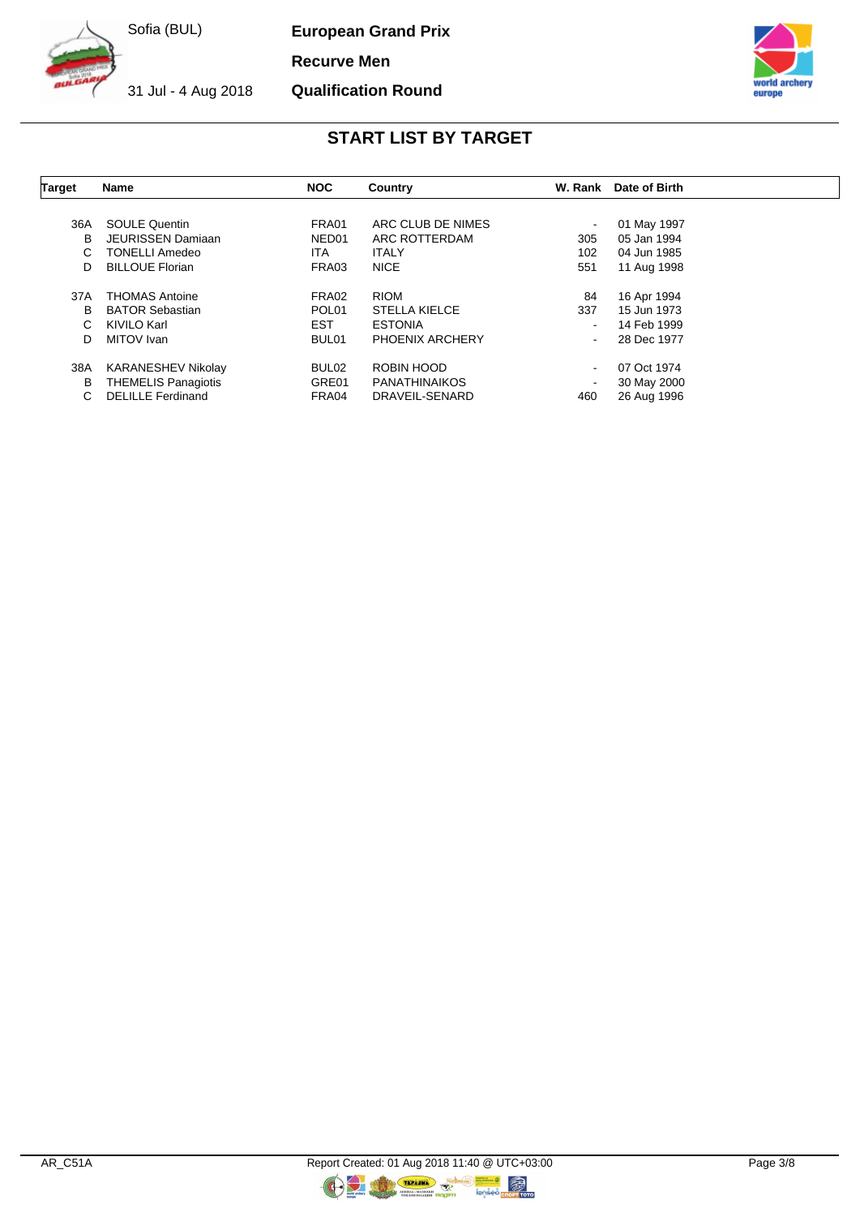# START LIST BY TARGET

| Target | Name | NOC | Country | W. Rank | Date of Birth |
|---|---|---|---|---|---|
| 36A | SOULE Quentin | FRA01 | ARC CLUB DE NIMES | - | 01 May 1997 |
| B | JEURISSEN Damiaan | NED01 | ARC ROTTERDAM | 305 | 05 Jan 1994 |
| C | TONELLI Amedeo | ITA | ITALY | 102 | 04 Jun 1985 |
| D | BILLOUE Florian | FRA03 | NICE | 551 | 11 Aug 1998 |
| 37A | THOMAS Antoine | FRA02 | RIOM | 84 | 16 Apr 1994 |
| B | BATOR Sebastian | POL01 | STELLA KIELCE | 337 | 15 Jun 1973 |
| C | KIVILO Karl | EST | ESTONIA | - | 14 Feb 1999 |
| D | MITOV Ivan | BUL01 | PHOENIX ARCHERY | - | 28 Dec 1977 |
| 38A | KARANESHEV Nikolay | BUL02 | ROBIN HOOD | - | 07 Oct 1974 |
| B | THEMELIS Panagiotis | GRE01 | PANATHINAIKOS | - | 30 May 2000 |
| C | DELILLE Ferdinand | FRA04 | DRAVEIL-SENARD | 460 | 26 Aug 1996 |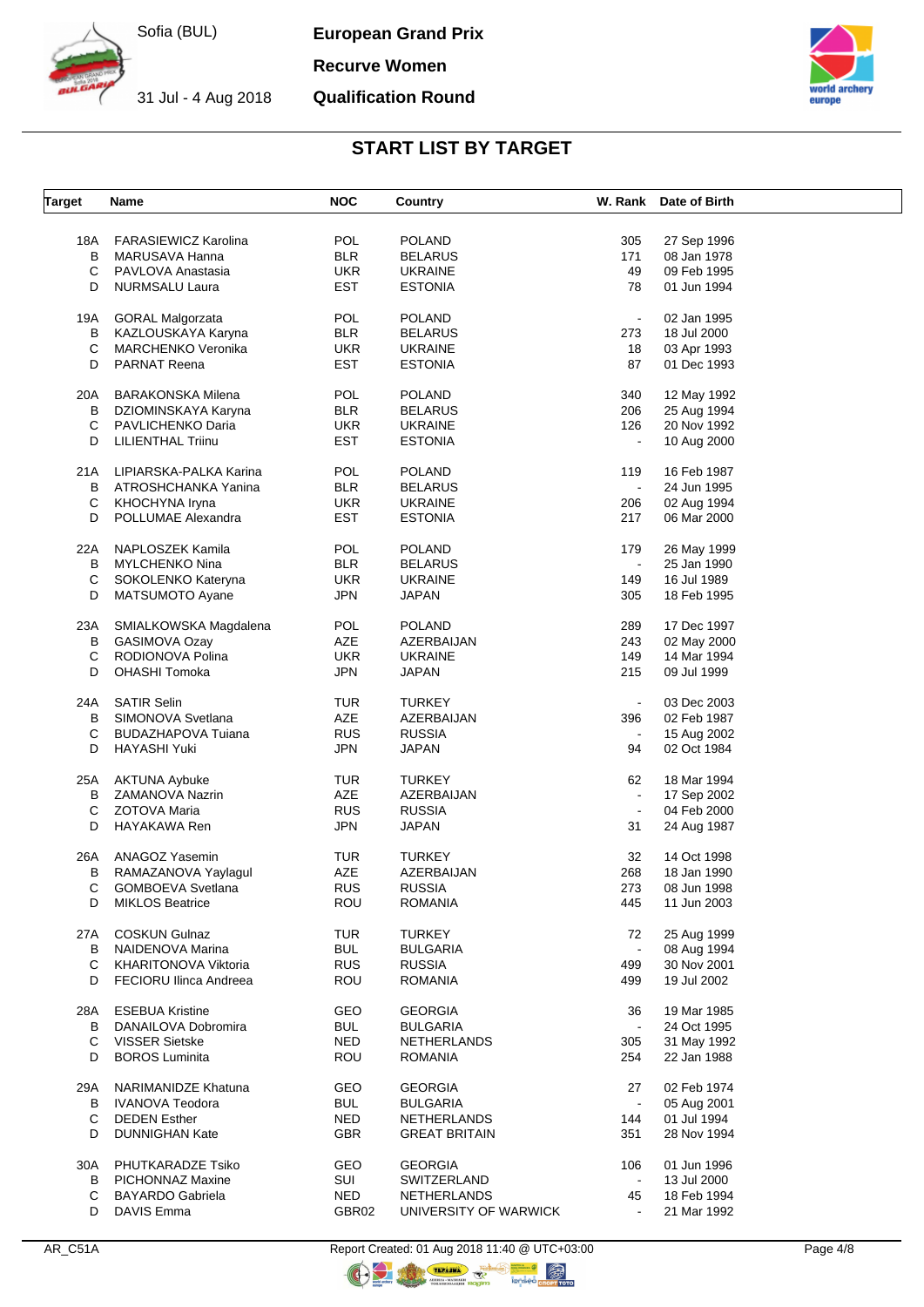# European Grand Prix

## Recurve Women

## Qualification Round

Sofia (BUL)

31 Jul - 4 Aug 2018

### START LIST BY TARGET

| Target | Name | NOC | Country | W. Rank | Date of Birth |
|---|---|---|---|---|---|
| 18A | FARASIEWICZ Karolina | POL | POLAND | 305 | 27 Sep 1996 |
| B | MARUSAVA Hanna | BLR | BELARUS | 171 | 08 Jan 1978 |
| C | PAVLOVA Anastasia | UKR | UKRAINE | 49 | 09 Feb 1995 |
| D | NURMSALU Laura | EST | ESTONIA | 78 | 01 Jun 1994 |
| 19A | GORAL Malgorzata | POL | POLAND | - | 02 Jan 1995 |
| B | KAZLOUSKAYA Karyna | BLR | BELARUS | 273 | 18 Jul 2000 |
| C | MARCHENKO Veronika | UKR | UKRAINE | 18 | 03 Apr 1993 |
| D | PARNAT Reena | EST | ESTONIA | 87 | 01 Dec 1993 |
| 20A | BARAKONSKA Milena | POL | POLAND | 340 | 12 May 1992 |
| B | DZIOMINSKAYA Karyna | BLR | BELARUS | 206 | 25 Aug 1994 |
| C | PAVLICHENKO Daria | UKR | UKRAINE | 126 | 20 Nov 1992 |
| D | LILIENTHAL Triinu | EST | ESTONIA | - | 10 Aug 2000 |
| 21A | LIPIARSKA-PALKA Karina | POL | POLAND | 119 | 16 Feb 1987 |
| B | ATROSHCHANKA Yanina | BLR | BELARUS | - | 24 Jun 1995 |
| C | KHOCHYNA Iryna | UKR | UKRAINE | 206 | 02 Aug 1994 |
| D | POLLUMAE Alexandra | EST | ESTONIA | 217 | 06 Mar 2000 |
| 22A | NAPLOSZEK Kamila | POL | POLAND | 179 | 26 May 1999 |
| B | MYLCHENKO Nina | BLR | BELARUS | - | 25 Jan 1990 |
| C | SOKOLENKO Kateryna | UKR | UKRAINE | 149 | 16 Jul 1989 |
| D | MATSUMOTO Ayane | JPN | JAPAN | 305 | 18 Feb 1995 |
| 23A | SMIALKOWSKA Magdalena | POL | POLAND | 289 | 17 Dec 1997 |
| B | GASIMOVA Ozay | AZE | AZERBAIJAN | 243 | 02 May 2000 |
| C | RODIONOVA Polina | UKR | UKRAINE | 149 | 14 Mar 1994 |
| D | OHASHI Tomoka | JPN | JAPAN | 215 | 09 Jul 1999 |
| 24A | SATIR Selin | TUR | TURKEY | - | 03 Dec 2003 |
| B | SIMONOVA Svetlana | AZE | AZERBAIJAN | 396 | 02 Feb 1987 |
| C | BUDAZHAPOVA Tuiana | RUS | RUSSIA | - | 15 Aug 2002 |
| D | HAYASHI Yuki | JPN | JAPAN | 94 | 02 Oct 1984 |
| 25A | AKTUNA Aybuke | TUR | TURKEY | 62 | 18 Mar 1994 |
| B | ZAMANOVA Nazrin | AZE | AZERBAIJAN | - | 17 Sep 2002 |
| C | ZOTOVA Maria | RUS | RUSSIA | - | 04 Feb 2000 |
| D | HAYAKAWA Ren | JPN | JAPAN | 31 | 24 Aug 1987 |
| 26A | ANAGOZ Yasemin | TUR | TURKEY | 32 | 14 Oct 1998 |
| B | RAMAZANOVA Yaylagul | AZE | AZERBAIJAN | 268 | 18 Jan 1990 |
| C | GOMBOEVA Svetlana | RUS | RUSSIA | 273 | 08 Jun 1998 |
| D | MIKLOS Beatrice | ROU | ROMANIA | 445 | 11 Jun 2003 |
| 27A | COSKUN Gulnaz | TUR | TURKEY | 72 | 25 Aug 1999 |
| B | NAIDENOVA Marina | BUL | BULGARIA | - | 08 Aug 1994 |
| C | KHARITONOVA Viktoria | RUS | RUSSIA | 499 | 30 Nov 2001 |
| D | FECIORU Ilinca Andreea | ROU | ROMANIA | 499 | 19 Jul 2002 |
| 28A | ESEBUA Kristine | GEO | GEORGIA | 36 | 19 Mar 1985 |
| B | DANAILOVA Dobromira | BUL | BULGARIA | - | 24 Oct 1995 |
| C | VISSER Sietske | NED | NETHERLANDS | 305 | 31 May 1992 |
| D | BOROS Luminita | ROU | ROMANIA | 254 | 22 Jan 1988 |
| 29A | NARIMANIDZE Khatuna | GEO | GEORGIA | 27 | 02 Feb 1974 |
| B | IVANOVA Teodora | BUL | BULGARIA | - | 05 Aug 2001 |
| C | DEDEN Esther | NED | NETHERLANDS | 144 | 01 Jul 1994 |
| D | DUNNIGHAN Kate | GBR | GREAT BRITAIN | 351 | 28 Nov 1994 |
| 30A | PHUTKARADZE Tsiko | GEO | GEORGIA | 106 | 01 Jun 1996 |
| B | PICHONNAZ Maxine | SUI | SWITZERLAND | - | 13 Jul 2000 |
| C | BAYARDO Gabriela | NED | NETHERLANDS | 45 | 18 Feb 1994 |
| D | DAVIS Emma | GBR02 | UNIVERSITY OF WARWICK | - | 21 Mar 1992 |

AR_C51A

Report Created: 01 Aug 2018 11:40 @ UTC+03:00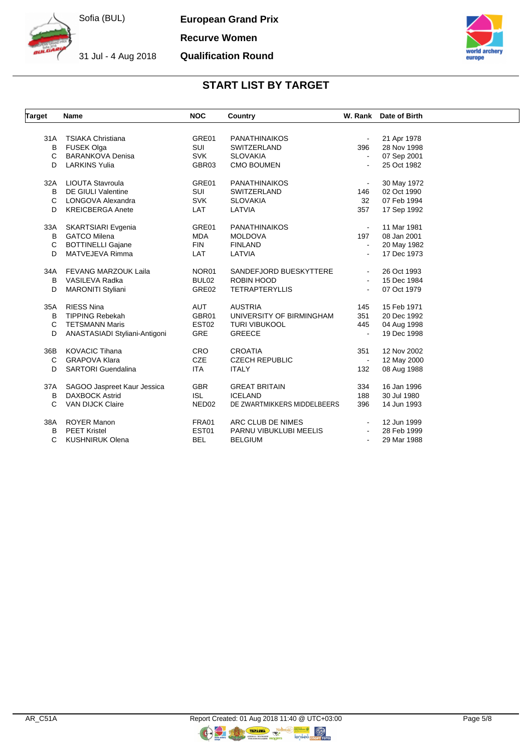# European Grand Prix

## Recurve Women

## Qualification Round

Sofia (BUL)

31 Jul - 4 Aug 2018

### START LIST BY TARGET

| Target | Name | NOC | Country | W. Rank | Date of Birth |
|---|---|---|---|---|---|
| 31A | TSIAKA Christiana | GRE01 | PANATHINAIKOS | - | 21 Apr 1978 |
| B | FUSEK Olga | SUI | SWITZERLAND | 396 | 28 Nov 1998 |
| C | BARANKOVA Denisa | SVK | SLOVAKIA | - | 07 Sep 2001 |
| D | LARKINS Yulia | GBR03 | CMO BOUMEN | - | 25 Oct 1982 |
| 32A | LIOUTA Stavroula | GRE01 | PANATHINAIKOS | - | 30 May 1972 |
| B | DE GIULI Valentine | SUI | SWITZERLAND | 146 | 02 Oct 1990 |
| C | LONGOVA Alexandra | SVK | SLOVAKIA | 32 | 07 Feb 1994 |
| D | KREICBERGA Anete | LAT | LATVIA | 357 | 17 Sep 1992 |
| 33A | SKARTSIARI Evgenia | GRE01 | PANATHINAIKOS | - | 11 Mar 1981 |
| B | GATCO Milena | MDA | MOLDOVA | 197 | 08 Jan 2001 |
| C | BOTTINELLI Gajane | FIN | FINLAND | - | 20 May 1982 |
| D | MATVEJEVA Rimma | LAT | LATVIA | - | 17 Dec 1973 |
| 34A | FEVANG MARZOUK Laila | NOR01 | SANDEFJORD BUESKYTTERE | - | 26 Oct 1993 |
| B | VASILEVA Radka | BUL02 | ROBIN HOOD | - | 15 Dec 1984 |
| D | MARONITI Styliani | GRE02 | TETRAPTERYLLIS | - | 07 Oct 1979 |
| 35A | RIESS Nina | AUT | AUSTRIA | 145 | 15 Feb 1971 |
| B | TIPPING Rebekah | GBR01 | UNIVERSITY OF BIRMINGHAM | 351 | 20 Dec 1992 |
| C | TETSMANN Maris | EST02 | TURI VIBUKOOL | 445 | 04 Aug 1998 |
| D | ANASTASIADI Styliani-Antigoni | GRE | GREECE | - | 19 Dec 1998 |
| 36B | KOVACIC Tihana | CRO | CROATIA | 351 | 12 Nov 2002 |
| C | GRAPOVA Klara | CZE | CZECH REPUBLIC | - | 12 May 2000 |
| D | SARTORI Guendalina | ITA | ITALY | 132 | 08 Aug 1988 |
| 37A | SAGOO Jaspreet Kaur Jessica | GBR | GREAT BRITAIN | 334 | 16 Jan 1996 |
| B | DAXBOCK Astrid | ISL | ICELAND | 188 | 30 Jul 1980 |
| C | VAN DIJCK Claire | NED02 | DE ZWARTMIKKERS MIDDELBEERS | 396 | 14 Jun 1993 |
| 38A | ROYER Manon | FRA01 | ARC CLUB DE NIMES | - | 12 Jun 1999 |
| B | PEET Kristel | EST01 | PARNU VIBUKLUBI MEELIS | - | 28 Feb 1999 |
| C | KUSHNIRUK Olena | BEL | BELGIUM | - | 29 Mar 1988 |

AR_C51A Report Created: 01 Aug 2018 11:40 @ UTC+03:00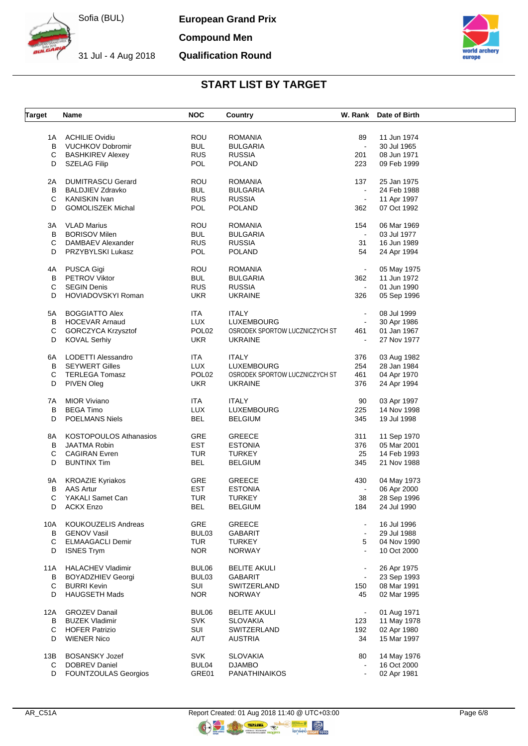# START LIST BY TARGET

| Target | Name | NOC | Country | W. Rank | Date of Birth |
|---|---|---|---|---|---|
| 1A | ACHILIE Ovidiu | ROU | ROMANIA | 89 | 11 Jun 1974 |
| B | VUCHKOV Dobromir | BUL | BULGARIA | - | 30 Jul 1965 |
| C | BASHKIREV Alexey | RUS | RUSSIA | 201 | 08 Jun 1971 |
| D | SZELAG Filip | POL | POLAND | 223 | 09 Feb 1999 |
| 2A | DUMITRASCU Gerard | ROU | ROMANIA | 137 | 25 Jan 1975 |
| B | BALDJIEV Zdravko | BUL | BULGARIA | - | 24 Feb 1988 |
| C | KANISKIN Ivan | RUS | RUSSIA | - | 11 Apr 1997 |
| D | GOMOLISZEK Michal | POL | POLAND | 362 | 07 Oct 1992 |
| 3A | VLAD Marius | ROU | ROMANIA | 154 | 06 Mar 1969 |
| B | BORISOV Milen | BUL | BULGARIA | - | 03 Jul 1977 |
| C | DAMBAEV Alexander | RUS | RUSSIA | 31 | 16 Jun 1989 |
| D | PRZYBYLSKI Lukasz | POL | POLAND | 54 | 24 Apr 1994 |
| 4A | PUSCA Gigi | ROU | ROMANIA | - | 05 May 1975 |
| B | PETROV Viktor | BUL | BULGARIA | 362 | 11 Jun 1972 |
| C | SEGIN Denis | RUS | RUSSIA | - | 01 Jun 1990 |
| D | HOVIADOVSKYI Roman | UKR | UKRAINE | 326 | 05 Sep 1996 |
| 5A | BOGGIATTO Alex | ITA | ITALY | - | 08 Jul 1999 |
| B | HOCEVAR Arnaud | LUX | LUXEMBOURG | - | 30 Apr 1986 |
| C | GORCZYCA Krzysztof | POL02 | OSRODEK SPORTOW LUCZNICZYCH ST | 461 | 01 Jan 1967 |
| D | KOVAL Serhiy | UKR | UKRAINE | - | 27 Nov 1977 |
| 6A | LODETTI Alessandro | ITA | ITALY | 376 | 03 Aug 1982 |
| B | SEYWERT Gilles | LUX | LUXEMBOURG | 254 | 28 Jan 1984 |
| C | TERLEGA Tomasz | POL02 | OSRODEK SPORTOW LUCZNICZYCH ST | 461 | 04 Apr 1970 |
| D | PIVEN Oleg | UKR | UKRAINE | 376 | 24 Apr 1994 |
| 7A | MIOR Viviano | ITA | ITALY | 90 | 03 Apr 1997 |
| B | BEGA Timo | LUX | LUXEMBOURG | 225 | 14 Nov 1998 |
| D | POELMANS Niels | BEL | BELGIUM | 345 | 19 Jul 1998 |
| 8A | KOSTOPOULOS Athanasios | GRE | GREECE | 311 | 11 Sep 1970 |
| B | JAATMA Robin | EST | ESTONIA | 376 | 05 Mar 2001 |
| C | CAGIRAN Evren | TUR | TURKEY | 25 | 14 Feb 1993 |
| D | BUNTINX Tim | BEL | BELGIUM | 345 | 21 Nov 1988 |
| 9A | KROAZIE Kyriakos | GRE | GREECE | 430 | 04 May 1973 |
| B | AAS Artur | EST | ESTONIA | - | 06 Apr 2000 |
| C | YAKALI Samet Can | TUR | TURKEY | 38 | 28 Sep 1996 |
| D | ACKX Enzo | BEL | BELGIUM | 184 | 24 Jul 1990 |
| 10A | KOUKOUZELIS Andreas | GRE | GREECE | - | 16 Jul 1996 |
| B | GENOV Vasil | BUL03 | GABARIT | - | 29 Jul 1988 |
| C | ELMAAGACLI Demir | TUR | TURKEY | 5 | 04 Nov 1990 |
| D | ISNES Trym | NOR | NORWAY | - | 10 Oct 2000 |
| 11A | HALACHEV Vladimir | BUL06 | BELITE AKULI | - | 26 Apr 1975 |
| B | BOYADZHIEV Georgi | BUL03 | GABARIT | - | 23 Sep 1993 |
| C | BURRI Kevin | SUI | SWITZERLAND | 150 | 08 Mar 1991 |
| D | HAUGSETH Mads | NOR | NORWAY | 45 | 02 Mar 1995 |
| 12A | GROZEV Danail | BUL06 | BELITE AKULI | - | 01 Aug 1971 |
| B | BUZEK Vladimir | SVK | SLOVAKIA | 123 | 11 May 1978 |
| C | HOFER Patrizio | SUI | SWITZERLAND | 192 | 02 Apr 1980 |
| D | WIENER Nico | AUT | AUSTRIA | 34 | 15 Mar 1997 |
| 13B | BOSANSKY Jozef | SVK | SLOVAKIA | 80 | 14 May 1976 |
| C | DOBREV Daniel | BUL04 | DJAMBO | - | 16 Oct 2000 |
| D | FOUNTZOULAS Georgios | GRE01 | PANATHINAIKOS | - | 02 Apr 1981 |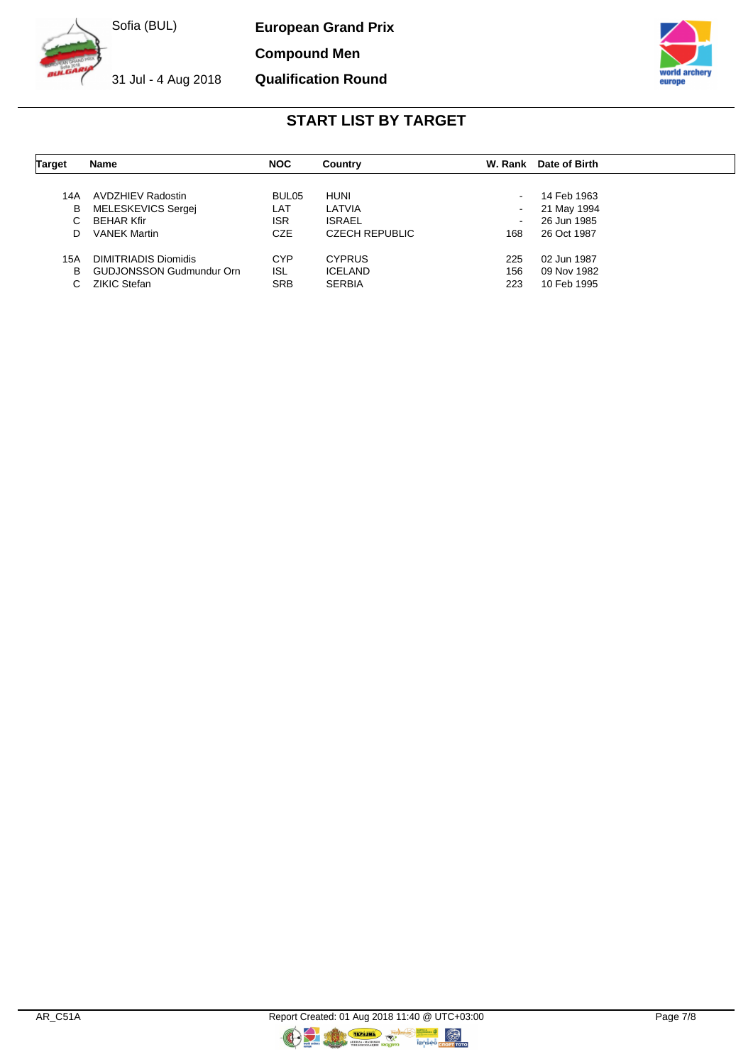## START LIST BY TARGET

| Target | Name | NOC | Country | W. Rank | Date of Birth |
|---|---|---|---|---|---|
| 14A | AVDZHIEV Radostin | BUL05 | HUNI | - | 14 Feb 1963 |
| B | MELESKEVICS Sergej | LAT | LATVIA | - | 21 May 1994 |
| C | BEHAR Kfir | ISR | ISRAEL | - | 26 Jun 1985 |
| D | VANEK Martin | CZE | CZECH REPUBLIC | 168 | 26 Oct 1987 |
| 15A | DIMITRIADIS Diomidis | CYP | CYPRUS | 225 | 02 Jun 1987 |
| B | GUDJONSSON Gudmundur Orn | ISL | ICELAND | 156 | 09 Nov 1982 |
| C | ZIKIC Stefan | SRB | SERBIA | 223 | 10 Feb 1995 |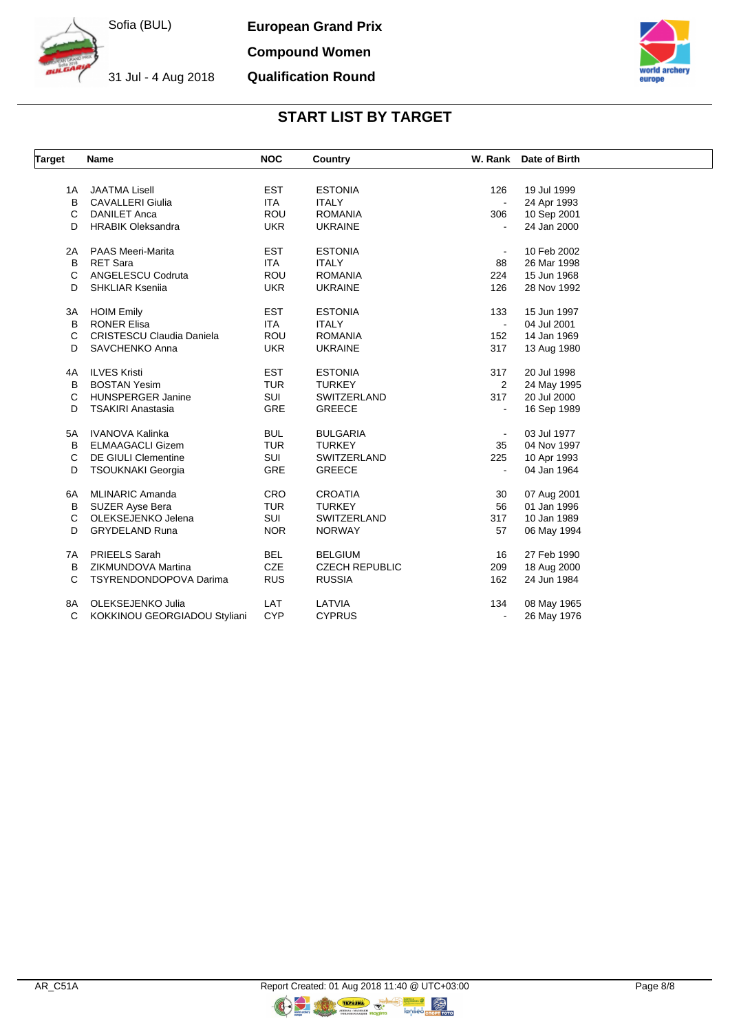# START LIST BY TARGET

| Target | Name | NOC | Country | W. Rank | Date of Birth |
|---|---|---|---|---|---|
| 1A | JAATMA Lisell | EST | ESTONIA | 126 | 19 Jul 1999 |
| B | CAVALLERI Giulia | ITA | ITALY | - | 24 Apr 1993 |
| C | DANILET Anca | ROU | ROMANIA | 306 | 10 Sep 2001 |
| D | HRABIK Oleksandra | UKR | UKRAINE | - | 24 Jan 2000 |
| 2A | PAAS Meeri-Marita | EST | ESTONIA | - | 10 Feb 2002 |
| B | RET Sara | ITA | ITALY | 88 | 26 Mar 1998 |
| C | ANGELESCU Codruta | ROU | ROMANIA | 224 | 15 Jun 1968 |
| D | SHKLIAR Kseniia | UKR | UKRAINE | 126 | 28 Nov 1992 |
| 3A | HOIM Emily | EST | ESTONIA | 133 | 15 Jun 1997 |
| B | RONER Elisa | ITA | ITALY | - | 04 Jul 2001 |
| C | CRISTESCU Claudia Daniela | ROU | ROMANIA | 152 | 14 Jan 1969 |
| D | SAVCHENKO Anna | UKR | UKRAINE | 317 | 13 Aug 1980 |
| 4A | ILVES Kristi | EST | ESTONIA | 317 | 20 Jul 1998 |
| B | BOSTAN Yesim | TUR | TURKEY | 2 | 24 May 1995 |
| C | HUNSPERGER Janine | SUI | SWITZERLAND | 317 | 20 Jul 2000 |
| D | TSAKIRI Anastasia | GRE | GREECE | - | 16 Sep 1989 |
| 5A | IVANOVA Kalinka | BUL | BULGARIA | - | 03 Jul 1977 |
| B | ELMAAGACLI Gizem | TUR | TURKEY | 35 | 04 Nov 1997 |
| C | DE GIULI Clementine | SUI | SWITZERLAND | 225 | 10 Apr 1993 |
| D | TSOUKNAKI Georgia | GRE | GREECE | - | 04 Jan 1964 |
| 6A | MLINARIC Amanda | CRO | CROATIA | 30 | 07 Aug 2001 |
| B | SUZER Ayse Bera | TUR | TURKEY | 56 | 01 Jan 1996 |
| C | OLEKSEJENKO Jelena | SUI | SWITZERLAND | 317 | 10 Jan 1989 |
| D | GRYDELAND Runa | NOR | NORWAY | 57 | 06 May 1994 |
| 7A | PRIEELS Sarah | BEL | BELGIUM | 16 | 27 Feb 1990 |
| B | ZIKMUNDOVA Martina | CZE | CZECH REPUBLIC | 209 | 18 Aug 2000 |
| C | TSYRENDONDOPOVA Darima | RUS | RUSSIA | 162 | 24 Jun 1984 |
| 8A | OLEKSEJENKO Julia | LAT | LATVIA | 134 | 08 May 1965 |
| C | KOKKINOU GEORGIADOU Styliani | CYP | CYPRUS | - | 26 May 1976 |